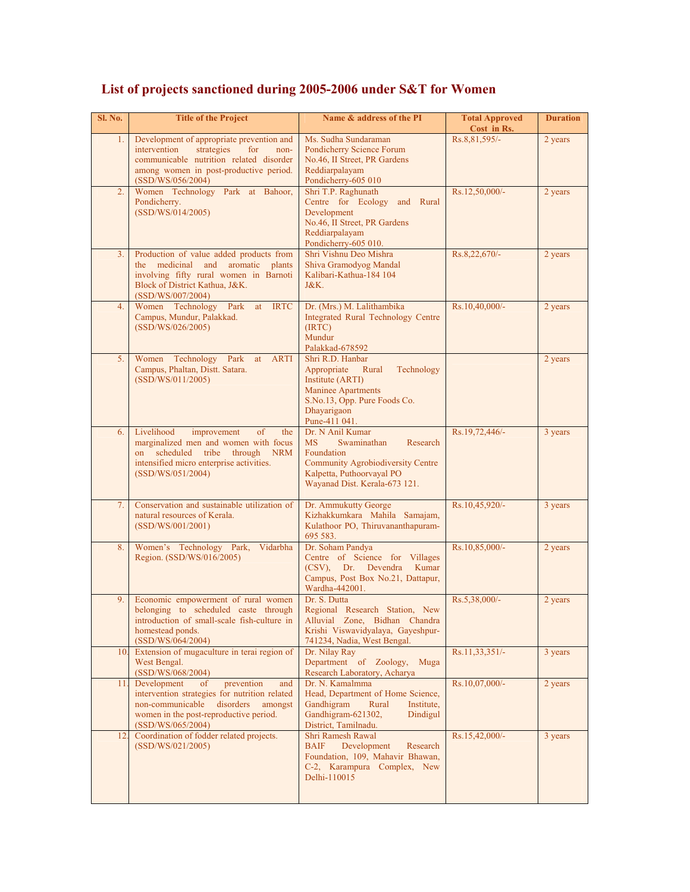# List of projects sanctioned during 2005-2006 under S&T for Women

| Sl. No. | Title of the Project | Name & address of the PI | Total Approved Cost in Rs. | Duration |
|---|---|---|---|---|
| 1. | Development of appropriate prevention and intervention strategies for non-communicable nutrition related disorder among women in post-productive period. (SSD/WS/056/2004) | Ms. Sudha Sundaraman<br>Pondicherry Science Forum<br>No.46, II Street, PR Gardens<br>Reddiarpalayam<br>Pondicherry-605 010 | Rs.8,81,595/- | 2 years |
| 2. | Women Technology Park at Bahoor, Pondicherry.<br>(SSD/WS/014/2005) | Shri T.P. Raghunath<br>Centre for Ecology and Rural Development<br>No.46, II Street, PR Gardens<br>Reddiarpalayam<br>Pondicherry-605 010. | Rs.12,50,000/- | 2 years |
| 3. | Production of value added products from the medicinal and aromatic plants involving fifty rural women in Barnoti Block of District Kathua, J&K.<br>(SSD/WS/007/2004) | Shri Vishnu Deo Mishra<br>Shiva Gramodyog Mandal<br>Kalibari-Kathua-184 104<br>J&K. | Rs.8,22,670/- | 2 years |
| 4. | Women Technology Park at IRTC Campus, Mundur, Palakkad.<br>(SSD/WS/026/2005) | Dr. (Mrs.) M. Lalithambika<br>Integrated Rural Technology Centre (IRTC)<br>Mundur<br>Palakkad-678592 | Rs.10,40,000/- | 2 years |
| 5. | Women Technology Park at ARTI Campus, Phaltan, Distt. Satara.<br>(SSD/WS/011/2005) | Shri R.D. Hanbar<br>Appropriate Rural Technology Institute (ARTI)<br>Maninee Apartments<br>S.No.13, Opp. Pure Foods Co.<br>Dhayarigaon<br>Pune-411 041. | | 2 years |
| 6. | Livelihood improvement of the marginalized men and women with focus on scheduled tribe through NRM intensified micro enterprise activities.<br>(SSD/WS/051/2004) | Dr. N Anil Kumar<br>MS Swaminathan Research Foundation<br>Community Agrobiodiversity Centre<br>Kalpetta, Puthoorvayal PO<br>Wayanad Dist. Kerala-673 121. | Rs.19,72,446/- | 3 years |
| 7. | Conservation and sustainable utilization of natural resources of Kerala.<br>(SSD/WS/001/2001) | Dr. Ammukutty George<br>Kizhakkumkara Mahila Samajam, Kulathoor PO, Thiruvananthapuram-695 583. | Rs.10,45,920/- | 3 years |
| 8. | Women's Technology Park, Vidarbha Region. (SSD/WS/016/2005) | Dr. Soham Pandya<br>Centre of Science for Villages (CSV), Dr. Devendra Kumar Campus, Post Box No.21, Dattapur, Wardha-442001. | Rs.10,85,000/- | 2 years |
| 9. | Economic empowerment of rural women belonging to scheduled caste through introduction of small-scale fish-culture in homestead ponds.<br>(SSD/WS/064/2004) | Dr. S. Dutta<br>Regional Research Station, New Alluvial Zone, Bidhan Chandra Krishi Viswavidyalaya, Gayeshpur-741234, Nadia, West Bengal. | Rs.5,38,000/- | 2 years |
| 10. | Extension of mugaculture in terai region of West Bengal.<br>(SSD/WS/068/2004) | Dr. Nilay Ray<br>Department of Zoology, Muga Research Laboratory, Acharya | Rs.11,33,351/- | 3 years |
| 11. | Development of prevention and intervention strategies for nutrition related non-communicable disorders amongst women in the post-reproductive period.<br>(SSD/WS/065/2004) | Dr. N. Kamalmma<br>Head, Department of Home Science, Gandhigram Rural Institute, Gandhigram-621302, Dindigul District, Tamilnadu. | Rs.10,07,000/- | 2 years |
| 12. | Coordination of fodder related projects.<br>(SSD/WS/021/2005) | Shri Ramesh Rawal<br>BAIF Development Research Foundation, 109, Mahavir Bhawan, C-2, Karampura Complex, New Delhi-110015 | Rs.15,42,000/- | 3 years |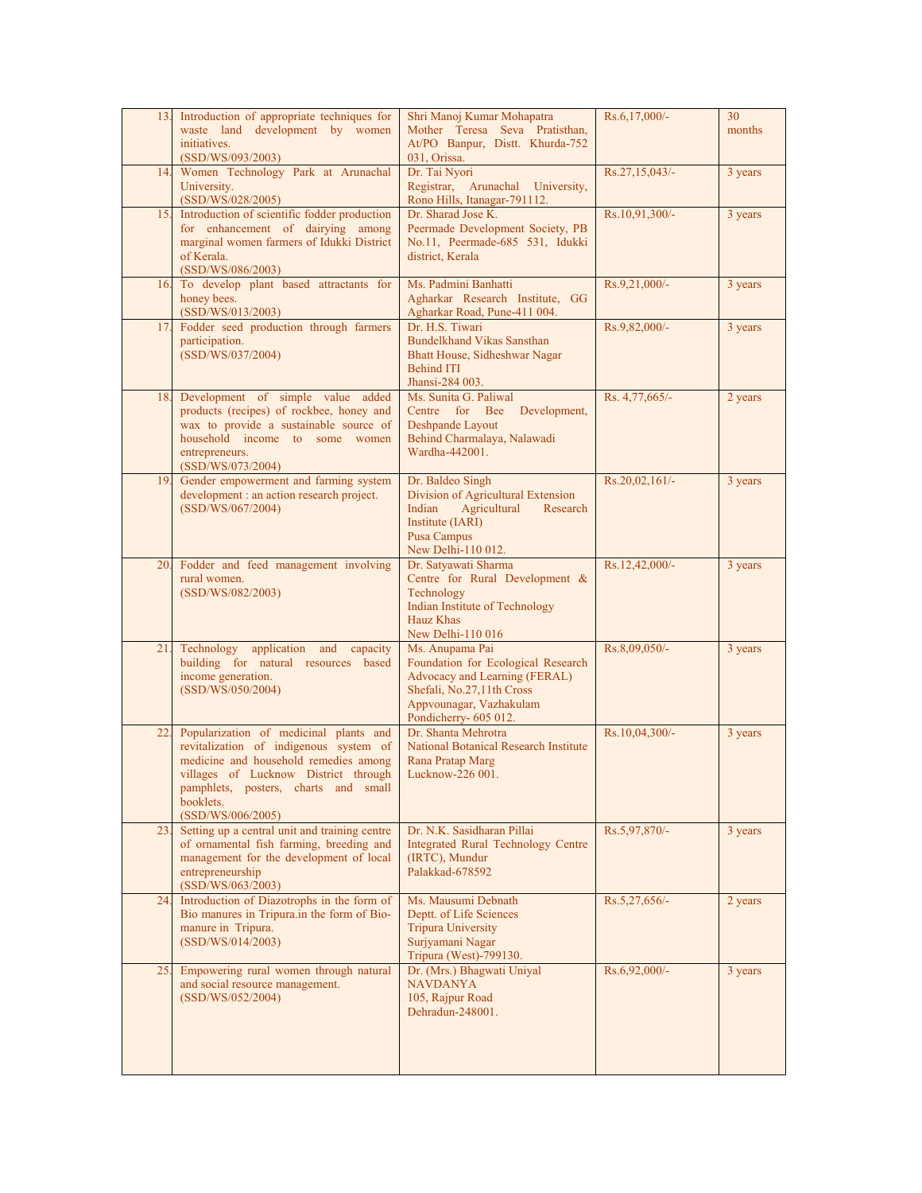| 13. | Introduction of appropriate techniques for waste land development by women initiatives. (SSD/WS/093/2003) | Shri Manoj Kumar Mohapatra Mother Teresa Seva Pratisthan, At/PO Banpur, Distt. Khurda-752 031, Orissa. | Rs.6,17,000/- | 30 months |
|---|---|---|---|---|
| 14. | Women Technology Park at Arunachal University. (SSD/WS/028/2005) | Dr. Tai Nyori Registrar, Arunachal University, Rono Hills, Itanagar-791112. | Rs.27,15,043/- | 3 years |
| 15. | Introduction of scientific fodder production for enhancement of dairying among marginal women farmers of Idukki District of Kerala. (SSD/WS/086/2003) | Dr. Sharad Jose K. Peermade Development Society, PB No.11, Peermade-685 531, Idukki district, Kerala | Rs.10,91,300/- | 3 years |
| 16. | To develop plant based attractants for honey bees. (SSD/WS/013/2003) | Ms. Padmini Banhatti Agharkar Research Institute, GG Agharkar Road, Pune-411 004. | Rs.9,21,000/- | 3 years |
| 17. | Fodder seed production through farmers participation. (SSD/WS/037/2004) | Dr. H.S. Tiwari Bundelkhand Vikas Sansthan Bhatt House, Sidheshwar Nagar Behind ITI Jhansi-284 003. | Rs.9,82,000/- | 3 years |
| 18. | Development of simple value added products (recipes) of rockbee, honey and wax to provide a sustainable source of household income to some women entrepreneurs. (SSD/WS/073/2004) | Ms. Sunita G. Paliwal Centre for Bee Development, Deshpande Layout Behind Charmalaya, Nalawadi Wardha-442001. | Rs. 4,77,665/- | 2 years |
| 19. | Gender empowerment and farming system development : an action research project. (SSD/WS/067/2004) | Dr. Baldeo Singh Division of Agricultural Extension Indian Agricultural Research Institute (IARI) Pusa Campus New Delhi-110 012. | Rs.20,02,161/- | 3 years |
| 20. | Fodder and feed management involving rural women. (SSD/WS/082/2003) | Dr. Satyawati Sharma Centre for Rural Development & Technology Indian Institute of Technology Hauz Khas New Delhi-110 016 | Rs.12,42,000/- | 3 years |
| 21. | Technology application and capacity building for natural resources based income generation. (SSD/WS/050/2004) | Ms. Anupama Pai Foundation for Ecological Research Advocacy and Learning (FERAL) Shefali, No.27,11th Cross Appvounagar, Vazhakulam Pondicherry- 605 012. | Rs.8,09,050/- | 3 years |
| 22. | Popularization of medicinal plants and revitalization of indigenous system of medicine and household remedies among villages of Lucknow District through pamphlets, posters, charts and small booklets. (SSD/WS/006/2005) | Dr. Shanta Mehrotra National Botanical Research Institute Rana Pratap Marg Lucknow-226 001. | Rs.10,04,300/- | 3 years |
| 23. | Setting up a central unit and training centre of ornamental fish farming, breeding and management for the development of local entrepreneurship (SSD/WS/063/2003) | Dr. N.K. Sasidharan Pillai Integrated Rural Technology Centre (IRTC), Mundur Palakkad-678592 | Rs.5,97,870/- | 3 years |
| 24. | Introduction of Diazotrophs in the form of Bio manures in Tripura.in the form of Bio-manure in Tripura. (SSD/WS/014/2003) | Ms. Mausumi Debnath Deptt. of Life Sciences Tripura University Surjyamani Nagar Tripura (West)-799130. | Rs.5,27,656/- | 2 years |
| 25. | Empowering rural women through natural and social resource management. (SSD/WS/052/2004) | Dr. (Mrs.) Bhagwati Uniyal NAVDANYA 105, Rajpur Road Dehradun-248001. | Rs.6,92,000/- | 3 years |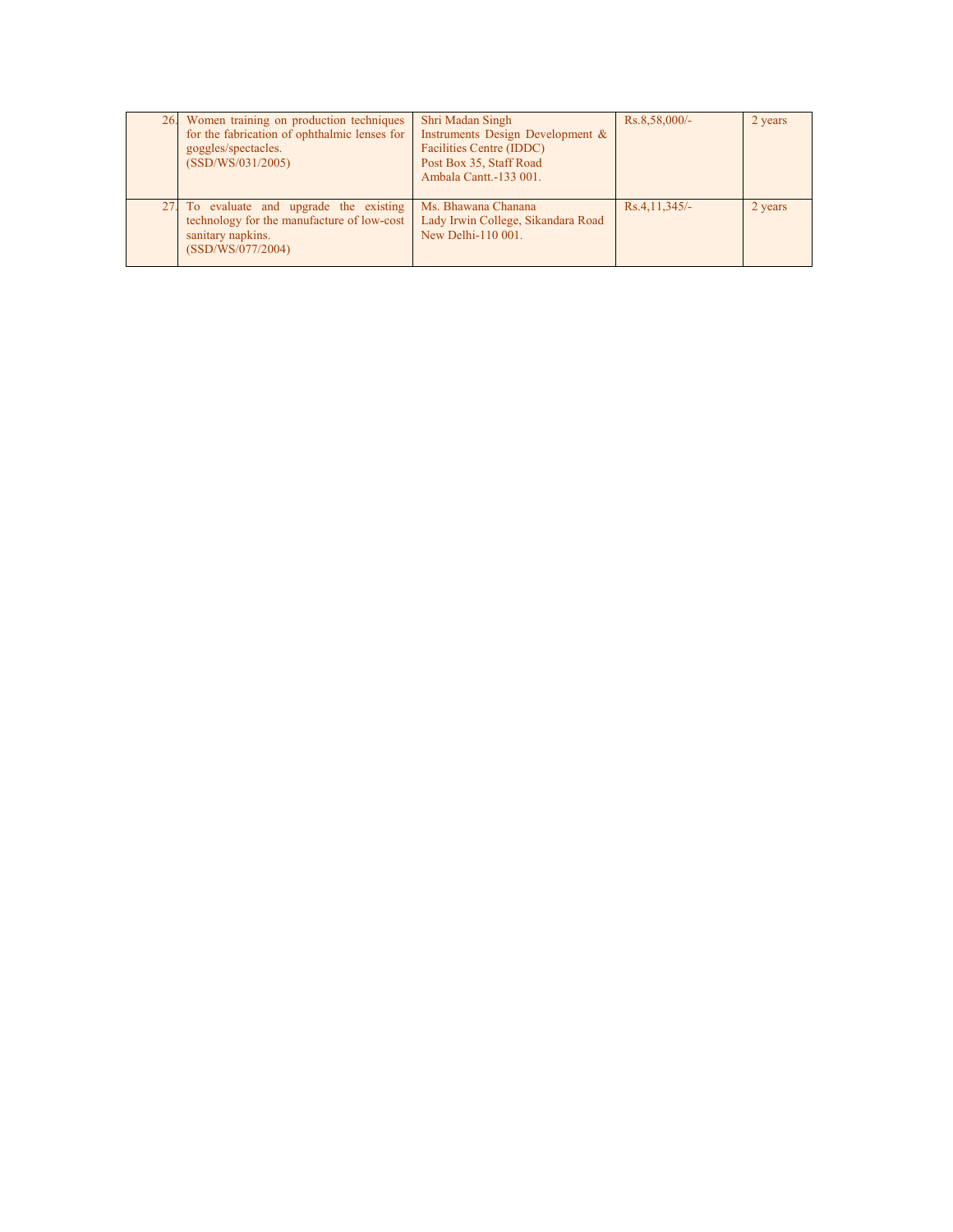| | | | | |
|---|---|---|---|---|
| 26. | Women training on production techniques for the fabrication of ophthalmic lenses for goggles/spectacles. (SSD/WS/031/2005) | Shri Madan Singh<br>Instruments Design Development & Facilities Centre (IDDC)<br>Post Box 35, Staff Road<br>Ambala Cantt.-133 001. | Rs.8,58,000/- | 2 years |
| 27. | To evaluate and upgrade the existing technology for the manufacture of low-cost sanitary napkins. (SSD/WS/077/2004) | Ms. Bhawana Chanana<br>Lady Irwin College, Sikandara Road<br>New Delhi-110 001. | Rs.4,11,345/- | 2 years |